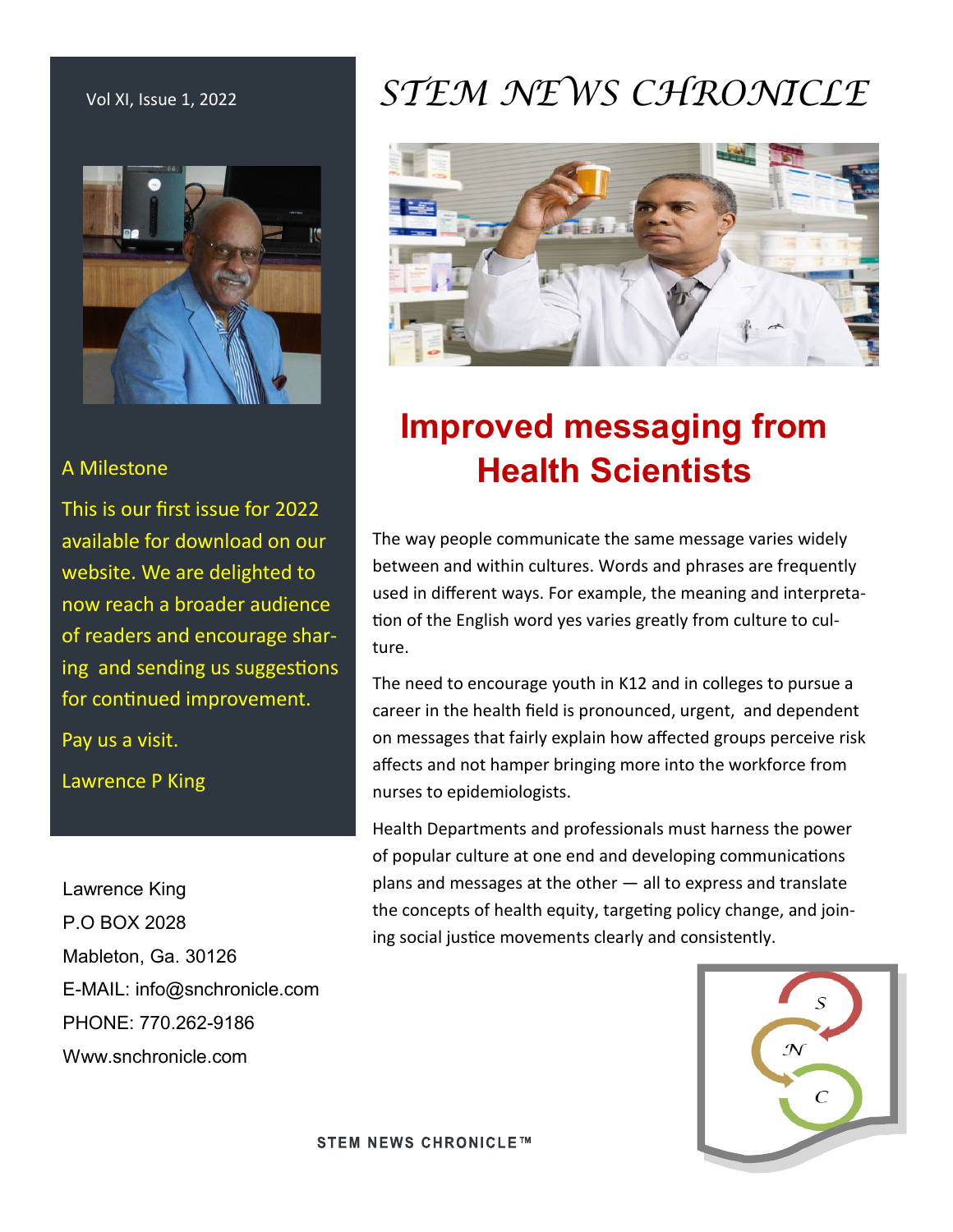# STEM NEWS CHRONICLE

Vol XI, Issue 1, 2022

## Improved messaging from Health Scientists

The way people communicate the same message varies widely between and within cultures. Words and phrases are frequently used in different ways. For example, the meaning and interpretation of the English word yes varies greatly from culture to culture.

The need to encourage youth in K12 and in colleges to pursue a career in the health field is pronounced, urgent, and dependent on messages that fairly explain how affected groups perceive risk affects and not hamper bringing more into the workforce from nurses to epidemiologists.

Health Departments and professionals must harness the power of popular culture at one end and developing communications plans and messages at the other — all to express and translate the concepts of health equity, targeting policy change, and joining social justice movements clearly and consistently.

### A Milestone

This is our first issue for 2022 available for download on our website. We are delighted to now reach a broader audience of readers and encourage sharing and sending us suggestions for continued improvement.

Pay us a visit.

Lawrence P King

Lawrence King
P.O BOX 2028
Mableton, Ga. 30126
E-MAIL: info@snchronicle.com
PHONE: 770.262-9186
Www.snchronicle.com

STEM NEWS CHRONICLE™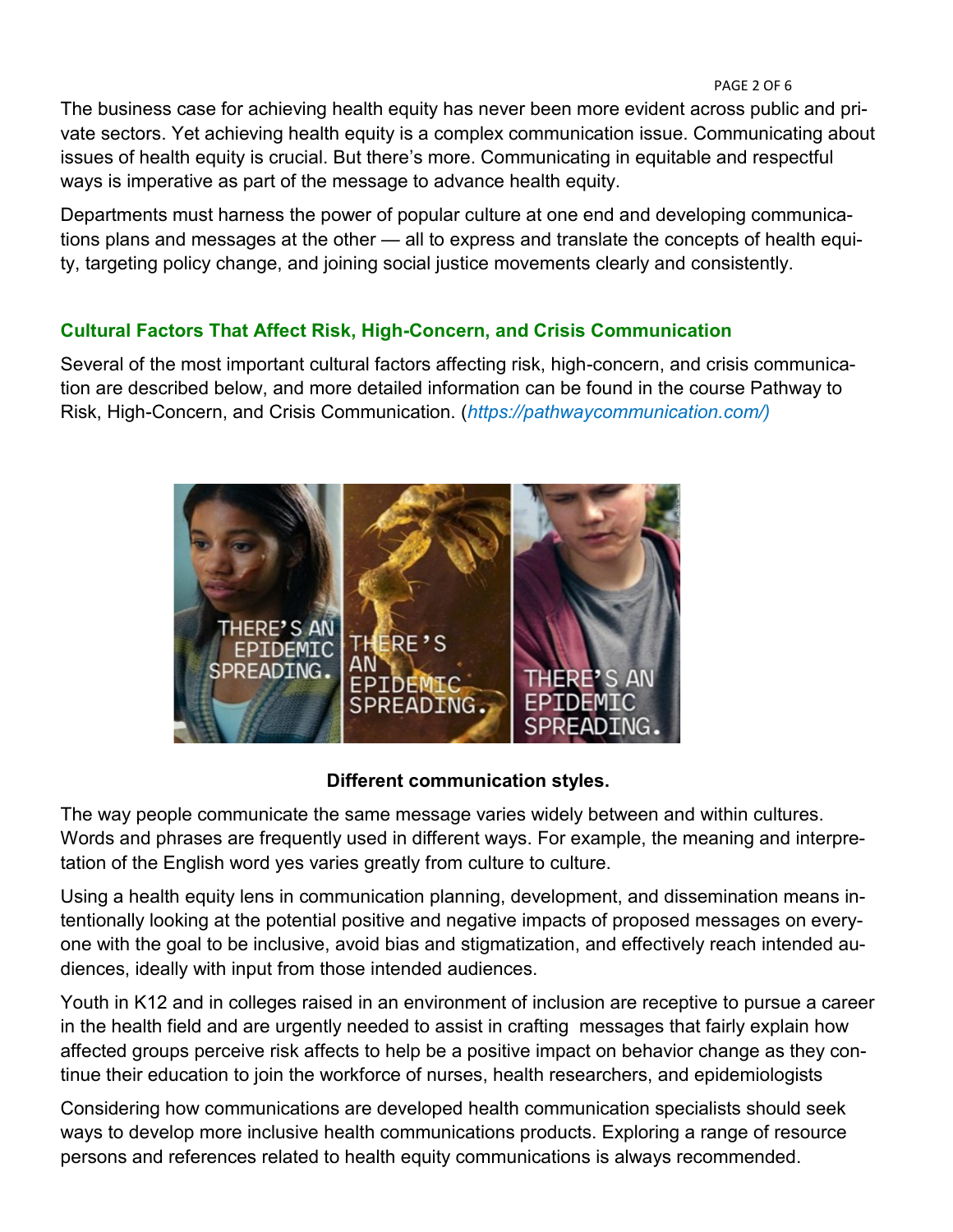The business case for achieving health equity has never been more evident across public and private sectors. Yet achieving health equity is a complex communication issue. Communicating about issues of health equity is crucial. But there's more. Communicating in equitable and respectful ways is imperative as part of the message to advance health equity.

Departments must harness the power of popular culture at one end and developing communications plans and messages at the other — all to express and translate the concepts of health equity, targeting policy change, and joining social justice movements clearly and consistently.

## Cultural Factors That Affect Risk, High-Concern, and Crisis Communication

Several of the most important cultural factors affecting risk, high-concern, and crisis communication are described below, and more detailed information can be found in the course Pathway to Risk, High-Concern, and Crisis Communication. (*https://pathwaycommunication.com/)*

**Different communication styles.**

The way people communicate the same message varies widely between and within cultures. Words and phrases are frequently used in different ways. For example, the meaning and interpretation of the English word yes varies greatly from culture to culture.

Using a health equity lens in communication planning, development, and dissemination means intentionally looking at the potential positive and negative impacts of proposed messages on everyone with the goal to be inclusive, avoid bias and stigmatization, and effectively reach intended audiences, ideally with input from those intended audiences.

Youth in K12 and in colleges raised in an environment of inclusion are receptive to pursue a career in the health field and are urgently needed to assist in crafting messages that fairly explain how affected groups perceive risk affects to help be a positive impact on behavior change as they continue their education to join the workforce of nurses, health researchers, and epidemiologists

Considering how communications are developed health communication specialists should seek ways to develop more inclusive health communications products. Exploring a range of resource persons and references related to health equity communications is always recommended.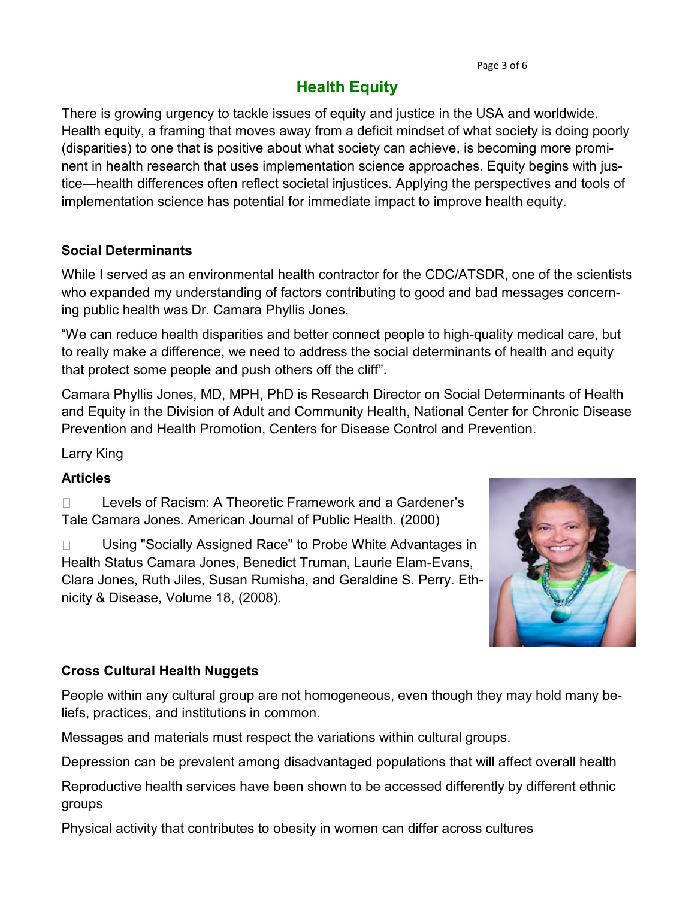# Health Equity

There is growing urgency to tackle issues of equity and justice in the USA and worldwide. Health equity, a framing that moves away from a deficit mindset of what society is doing poorly (disparities) to one that is positive about what society can achieve, is becoming more prominent in health research that uses implementation science approaches. Equity begins with justice—health differences often reflect societal injustices. Applying the perspectives and tools of implementation science has potential for immediate impact to improve health equity.

### Social Determinants

While I served as an environmental health contractor for the CDC/ATSDR, one of the scientists who expanded my understanding of factors contributing to good and bad messages concerning public health was Dr. Camara Phyllis Jones.

"We can reduce health disparities and better connect people to high-quality medical care, but to really make a difference, we need to address the social determinants of health and equity that protect some people and push others off the cliff".

Camara Phyllis Jones, MD, MPH, PhD is Research Director on Social Determinants of Health and Equity in the Division of Adult and Community Health, National Center for Chronic Disease Prevention and Health Promotion, Centers for Disease Control and Prevention.

Larry King

### Articles

- Levels of Racism: A Theoretic Framework and a Gardener's Tale Camara Jones. American Journal of Public Health. (2000)
- Using "Socially Assigned Race" to Probe White Advantages in Health Status Camara Jones, Benedict Truman, Laurie Elam-Evans, Clara Jones, Ruth Jiles, Susan Rumisha, and Geraldine S. Perry. Ethnicity & Disease, Volume 18, (2008).

### Cross Cultural Health Nuggets

People within any cultural group are not homogeneous, even though they may hold many beliefs, practices, and institutions in common.

Messages and materials must respect the variations within cultural groups.

Depression can be prevalent among disadvantaged populations that will affect overall health

Reproductive health services have been shown to be accessed differently by different ethnic groups

Physical activity that contributes to obesity in women can differ across cultures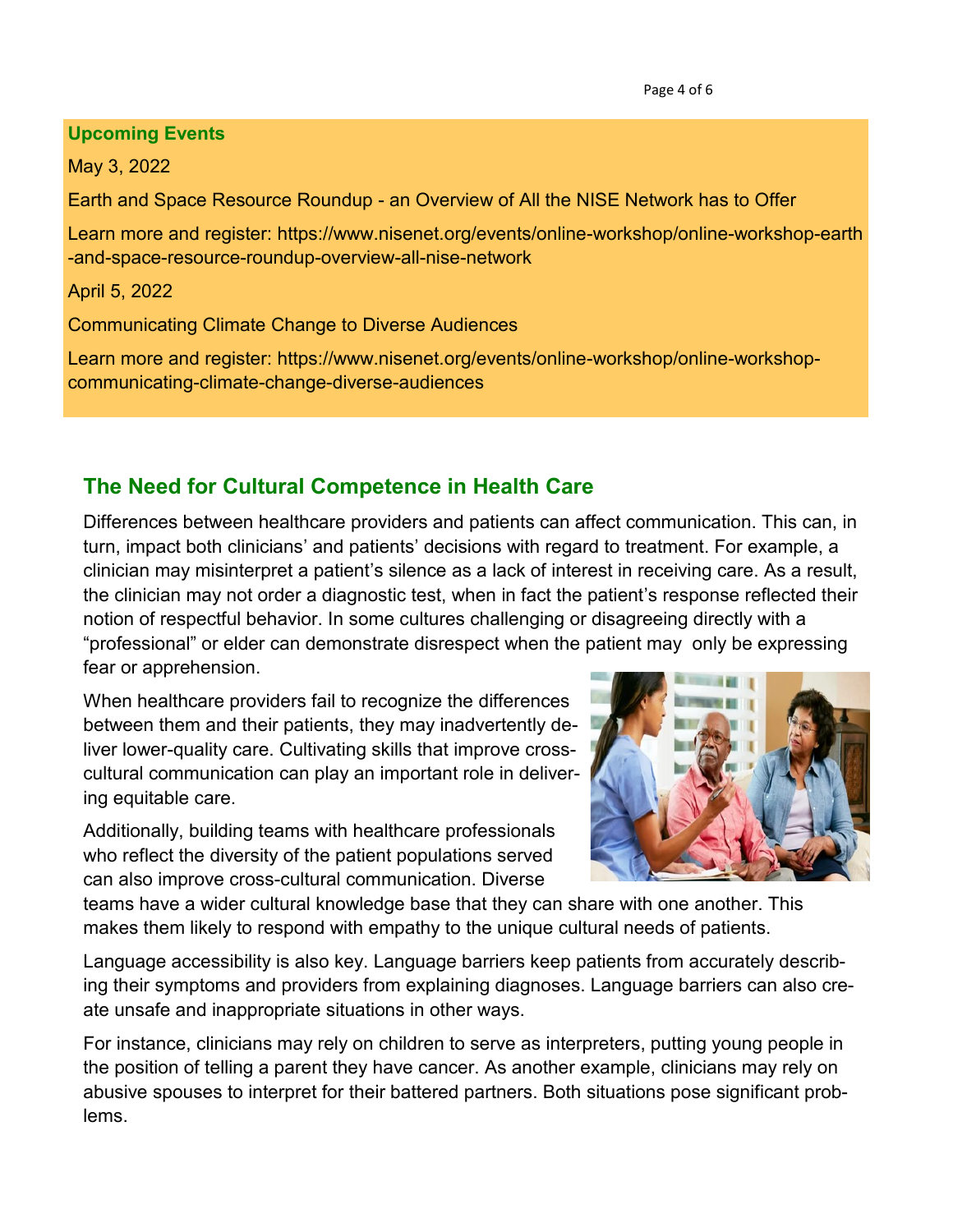### Upcoming Events

May 3, 2022

Earth and Space Resource Roundup - an Overview of All the NISE Network has to Offer

Learn more and register: https://www.nisenet.org/events/online-workshop/online-workshop-earth-and-space-resource-roundup-overview-all-nise-network

April 5, 2022

Communicating Climate Change to Diverse Audiences

Learn more and register: https://www.nisenet.org/events/online-workshop/online-workshop-communicating-climate-change-diverse-audiences

## The Need for Cultural Competence in Health Care

Differences between healthcare providers and patients can affect communication. This can, in turn, impact both clinicians' and patients' decisions with regard to treatment. For example, a clinician may misinterpret a patient's silence as a lack of interest in receiving care. As a result, the clinician may not order a diagnostic test, when in fact the patient's response reflected their notion of respectful behavior. In some cultures challenging or disagreeing directly with a "professional" or elder can demonstrate disrespect when the patient may only be expressing fear or apprehension.

When healthcare providers fail to recognize the differences between them and their patients, they may inadvertently deliver lower-quality care. Cultivating skills that improve cross-cultural communication can play an important role in delivering equitable care.

Additionally, building teams with healthcare professionals who reflect the diversity of the patient populations served can also improve cross-cultural communication. Diverse teams have a wider cultural knowledge base that they can share with one another. This makes them likely to respond with empathy to the unique cultural needs of patients.

Language accessibility is also key. Language barriers keep patients from accurately describing their symptoms and providers from explaining diagnoses. Language barriers can also create unsafe and inappropriate situations in other ways.

For instance, clinicians may rely on children to serve as interpreters, putting young people in the position of telling a parent they have cancer. As another example, clinicians may rely on abusive spouses to interpret for their battered partners. Both situations pose significant problems.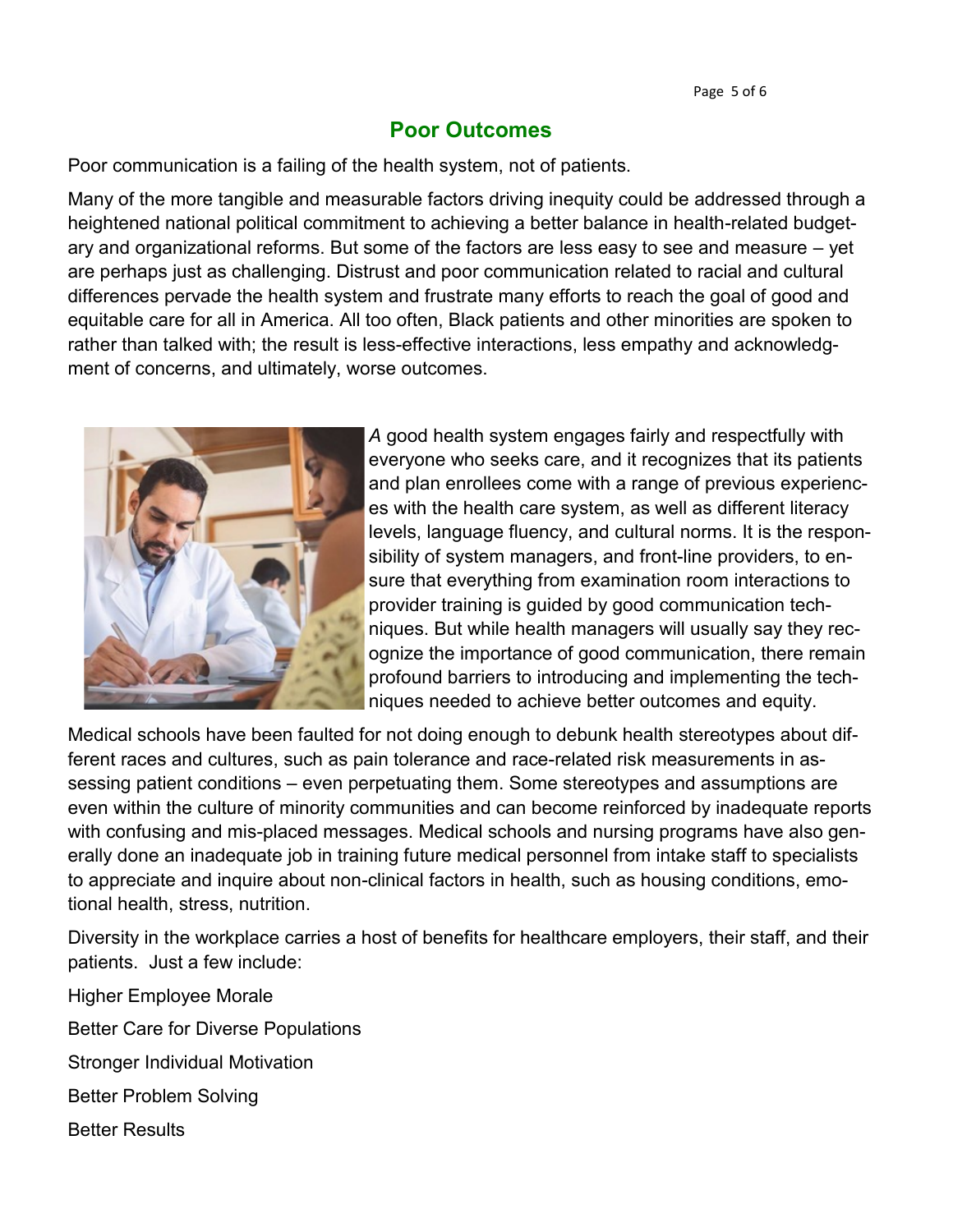## Poor Outcomes

Poor communication is a failing of the health system, not of patients.

Many of the more tangible and measurable factors driving inequity could be addressed through a heightened national political commitment to achieving a better balance in health-related budgetary and organizational reforms. But some of the factors are less easy to see and measure – yet are perhaps just as challenging. Distrust and poor communication related to racial and cultural differences pervade the health system and frustrate many efforts to reach the goal of good and equitable care for all in America. All too often, Black patients and other minorities are spoken to rather than talked with; the result is less-effective interactions, less empathy and acknowledgment of concerns, and ultimately, worse outcomes.

*A* good health system engages fairly and respectfully with everyone who seeks care, and it recognizes that its patients and plan enrollees come with a range of previous experiences with the health care system, as well as different literacy levels, language fluency, and cultural norms. It is the responsibility of system managers, and front-line providers, to ensure that everything from examination room interactions to provider training is guided by good communication techniques. But while health managers will usually say they recognize the importance of good communication, there remain profound barriers to introducing and implementing the techniques needed to achieve better outcomes and equity.

Medical schools have been faulted for not doing enough to debunk health stereotypes about different races and cultures, such as pain tolerance and race-related risk measurements in assessing patient conditions – even perpetuating them. Some stereotypes and assumptions are even within the culture of minority communities and can become reinforced by inadequate reports with confusing and mis-placed messages. Medical schools and nursing programs have also generally done an inadequate job in training future medical personnel from intake staff to specialists to appreciate and inquire about non-clinical factors in health, such as housing conditions, emotional health, stress, nutrition.

Diversity in the workplace carries a host of benefits for healthcare employers, their staff, and their patients. Just a few include:

Higher Employee Morale

Better Care for Diverse Populations

Stronger Individual Motivation

Better Problem Solving

Better Results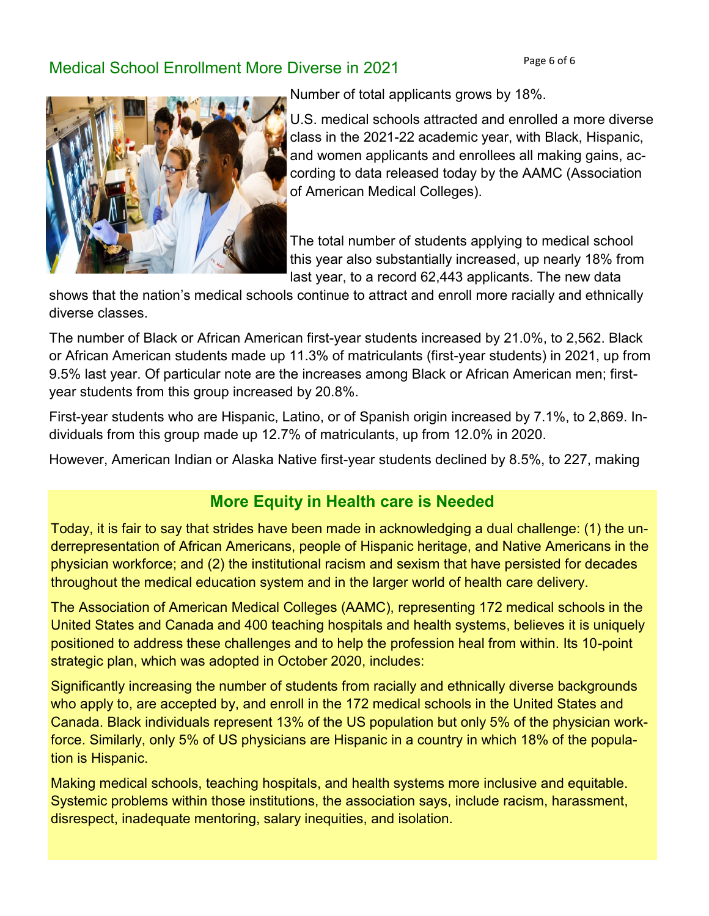## Medical School Enrollment More Diverse in 2021

Number of total applicants grows by 18%.

U.S. medical schools attracted and enrolled a more diverse class in the 2021-22 academic year, with Black, Hispanic, and women applicants and enrollees all making gains, according to data released today by the AAMC (Association of American Medical Colleges).

The total number of students applying to medical school this year also substantially increased, up nearly 18% from last year, to a record 62,443 applicants. The new data shows that the nation's medical schools continue to attract and enroll more racially and ethnically diverse classes.

The number of Black or African American first-year students increased by 21.0%, to 2,562. Black or African American students made up 11.3% of matriculants (first-year students) in 2021, up from 9.5% last year. Of particular note are the increases among Black or African American men; first-year students from this group increased by 20.8%.

First-year students who are Hispanic, Latino, or of Spanish origin increased by 7.1%, to 2,869. Individuals from this group made up 12.7% of matriculants, up from 12.0% in 2020.

However, American Indian or Alaska Native first-year students declined by 8.5%, to 227, making

### More Equity in Health care is Needed

Today, it is fair to say that strides have been made in acknowledging a dual challenge: (1) the underrepresentation of African Americans, people of Hispanic heritage, and Native Americans in the physician workforce; and (2) the institutional racism and sexism that have persisted for decades throughout the medical education system and in the larger world of health care delivery.

The Association of American Medical Colleges (AAMC), representing 172 medical schools in the United States and Canada and 400 teaching hospitals and health systems, believes it is uniquely positioned to address these challenges and to help the profession heal from within. Its 10-point strategic plan, which was adopted in October 2020, includes:

Significantly increasing the number of students from racially and ethnically diverse backgrounds who apply to, are accepted by, and enroll in the 172 medical schools in the United States and Canada. Black individuals represent 13% of the US population but only 5% of the physician workforce. Similarly, only 5% of US physicians are Hispanic in a country in which 18% of the population is Hispanic.

Making medical schools, teaching hospitals, and health systems more inclusive and equitable. Systemic problems within those institutions, the association says, include racism, harassment, disrespect, inadequate mentoring, salary inequities, and isolation.